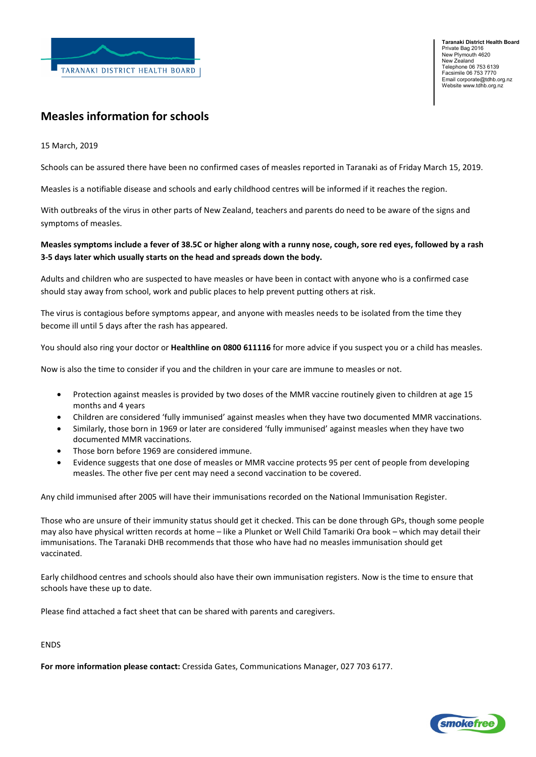**Taranaki District Health Board**
Private Bag 2016
New Plymouth 4620
New Zealand
Telephone 06 753 6139
Facsimile 06 753 7770
Email corporate@tdhb.org.nz
Website www.tdhb.org.nz

# Measles information for schools

15 March, 2019

Schools can be assured there have been no confirmed cases of measles reported in Taranaki as of Friday March 15, 2019.

Measles is a notifiable disease and schools and early childhood centres will be informed if it reaches the region.

With outbreaks of the virus in other parts of New Zealand, teachers and parents do need to be aware of the signs and symptoms of measles.

**Measles symptoms include a fever of 38.5C or higher along with a runny nose, cough, sore red eyes, followed by a rash 3-5 days later which usually starts on the head and spreads down the body.**

Adults and children who are suspected to have measles or have been in contact with anyone who is a confirmed case should stay away from school, work and public places to help prevent putting others at risk.

The virus is contagious before symptoms appear, and anyone with measles needs to be isolated from the time they become ill until 5 days after the rash has appeared.

You should also ring your doctor or **Healthline on 0800 611116** for more advice if you suspect you or a child has measles.

Now is also the time to consider if you and the children in your care are immune to measles or not.

- Protection against measles is provided by two doses of the MMR vaccine routinely given to children at age 15 months and 4 years
- Children are considered 'fully immunised' against measles when they have two documented MMR vaccinations.
- Similarly, those born in 1969 or later are considered 'fully immunised' against measles when they have two documented MMR vaccinations.
- Those born before 1969 are considered immune.
- Evidence suggests that one dose of measles or MMR vaccine protects 95 per cent of people from developing measles. The other five per cent may need a second vaccination to be covered.

Any child immunised after 2005 will have their immunisations recorded on the National Immunisation Register.

Those who are unsure of their immunity status should get it checked. This can be done through GPs, though some people may also have physical written records at home – like a Plunket or Well Child Tamariki Ora book – which may detail their immunisations. The Taranaki DHB recommends that those who have had no measles immunisation should get vaccinated.

Early childhood centres and schools should also have their own immunisation registers. Now is the time to ensure that schools have these up to date.

Please find attached a fact sheet that can be shared with parents and caregivers.

ENDS

**For more information please contact:** Cressida Gates, Communications Manager, 027 703 6177.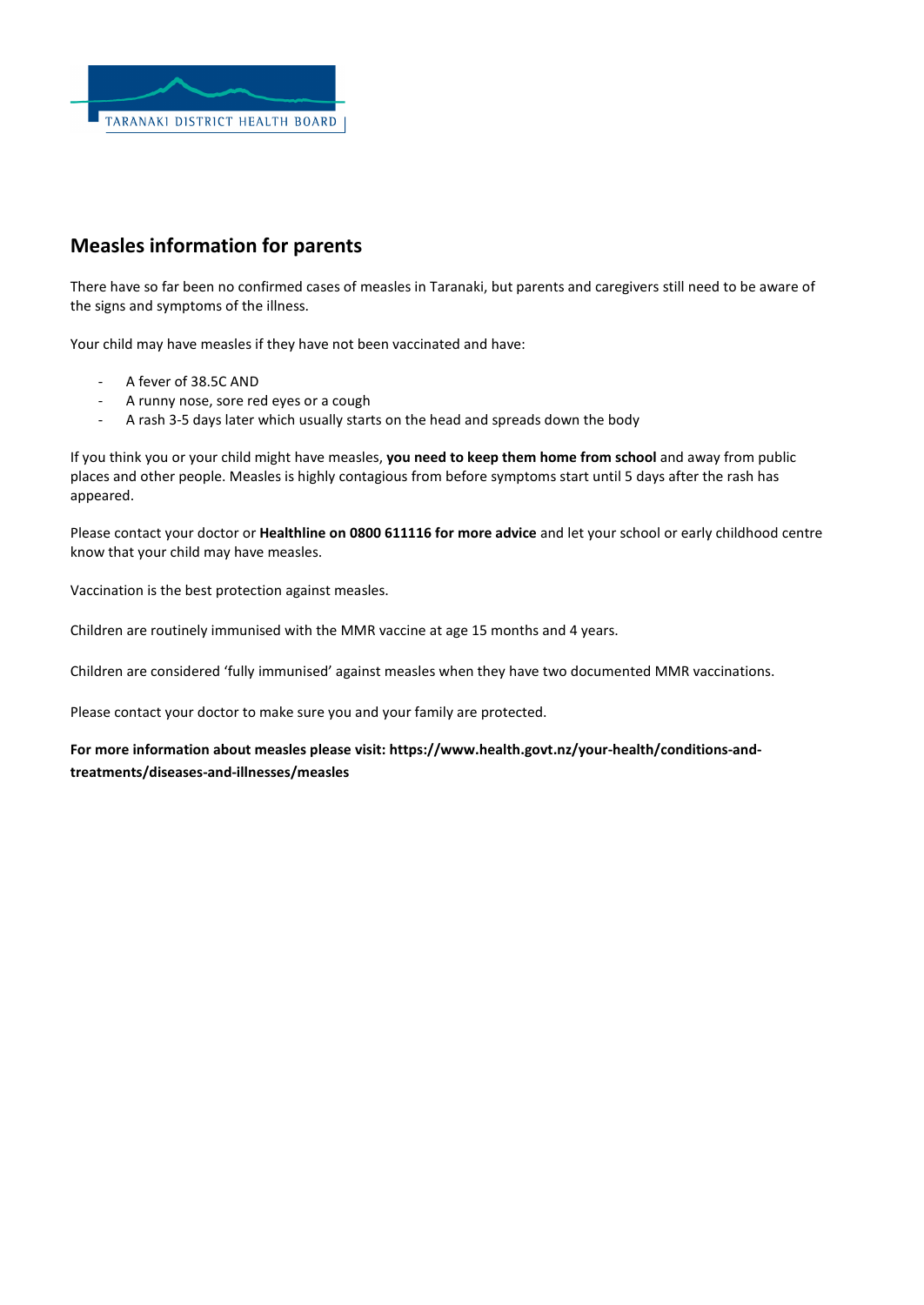TARANAKI DISTRICT HEALTH BOARD

## Measles information for parents

There have so far been no confirmed cases of measles in Taranaki, but parents and caregivers still need to be aware of the signs and symptoms of the illness.

Your child may have measles if they have not been vaccinated and have:

- A fever of 38.5C AND
- A runny nose, sore red eyes or a cough
- A rash 3-5 days later which usually starts on the head and spreads down the body

If you think you or your child might have measles, **you need to keep them home from school** and away from public places and other people. Measles is highly contagious from before symptoms start until 5 days after the rash has appeared.

Please contact your doctor or **Healthline on 0800 611116 for more advice** and let your school or early childhood centre know that your child may have measles.

Vaccination is the best protection against measles.

Children are routinely immunised with the MMR vaccine at age 15 months and 4 years.

Children are considered 'fully immunised' against measles when they have two documented MMR vaccinations.

Please contact your doctor to make sure you and your family are protected.

**For more information about measles please visit: https://www.health.govt.nz/your-health/conditions-and-treatments/diseases-and-illnesses/measles**